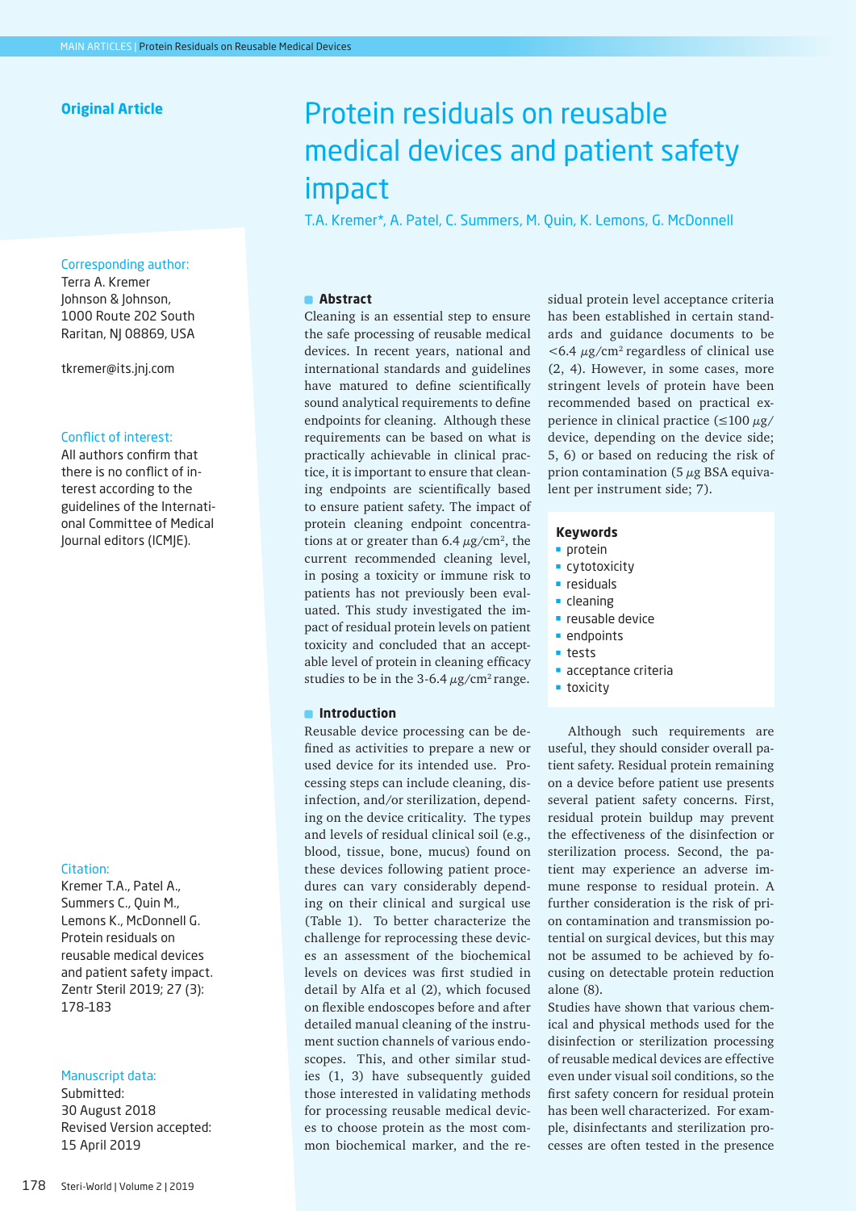**Original Article**

# Protein residuals on reusable medical devices and patient safety impact

T.A. Kremer*, A. Patel, C. Summers, M. Quin, K. Lemons, G. McDonnell

**Corresponding author:**
Terra A. Kremer
Johnson & Johnson,
1000 Route 202 South
Raritan, NJ 08869, USA

tkremer@its.jnj.com

**Conflict of interest:**
All authors confirm that there is no conflict of interest according to the guidelines of the International Committee of Medical Journal editors (ICMJE).

**Citation:**
Kremer T.A., Patel A., Summers C., Quin M., Lemons K., McDonnell G. Protein residuals on reusable medical devices and patient safety impact. Zentr Steril 2019; 27 (3): 178-183

**Manuscript data:**
Submitted:
30 August 2018
Revised Version accepted:
15 April 2019

## Abstract

Cleaning is an essential step to ensure the safe processing of reusable medical devices. In recent years, national and international standards and guidelines have matured to define scientifically sound analytical requirements to define endpoints for cleaning. Although these requirements can be based on what is practically achievable in clinical practice, it is important to ensure that cleaning endpoints are scientifically based to ensure patient safety. The impact of protein cleaning endpoint concentrations at or greater than 6.4 $\mu g/cm^2$, the current recommended cleaning level, in posing a toxicity or immune risk to patients has not previously been evaluated. This study investigated the impact of residual protein levels on patient toxicity and concluded that an acceptable level of protein in cleaning efficacy studies to be in the 3-6.4 $\mu g/cm^2$ range.

**Keywords**
- protein
- cytotoxicity
- residuals
- cleaning
- reusable device
- endpoints
- tests
- acceptance criteria
- toxicity

## Introduction

Reusable device processing can be defined as activities to prepare a new or used device for its intended use. Processing steps can include cleaning, disinfection, and/or sterilization, depending on the device criticality. The types and levels of residual clinical soil (e.g., blood, tissue, bone, mucus) found on these devices following patient procedures can vary considerably depending on their clinical and surgical use (Table 1). To better characterize the challenge for reprocessing these devices an assessment of the biochemical levels on devices was first studied in detail by Alfa et al (2), which focused on flexible endoscopes before and after detailed manual cleaning of the instrument suction channels of various endoscopes. This, and other similar studies (1, 3) have subsequently guided those interested in validating methods for processing reusable medical devices to choose protein as the most common biochemical marker, and the residual protein level acceptance criteria has been established in certain standards and guidance documents to be <6.4 $\mu g/cm^2$ regardless of clinical use (2, 4). However, in some cases, more stringent levels of protein have been recommended based on practical experience in clinical practice (≤100 $\mu g$/device, depending on the device side; 5, 6) or based on reducing the risk of prion contamination (5 $\mu g$ BSA equivalent per instrument side; 7).

Although such requirements are useful, they should consider overall patient safety. Residual protein remaining on a device before patient use presents several patient safety concerns. First, residual protein buildup may prevent the effectiveness of the disinfection or sterilization process. Second, the patient may experience an adverse immune response to residual protein. A further consideration is the risk of prion contamination and transmission potential on surgical devices, but this may not be assumed to be achieved by focusing on detectable protein reduction alone (8).

Studies have shown that various chemical and physical methods used for the disinfection or sterilization processing of reusable medical devices are effective even under visual soil conditions, so the first safety concern for residual protein has been well characterized. For example, disinfectants and sterilization processes are often tested in the presence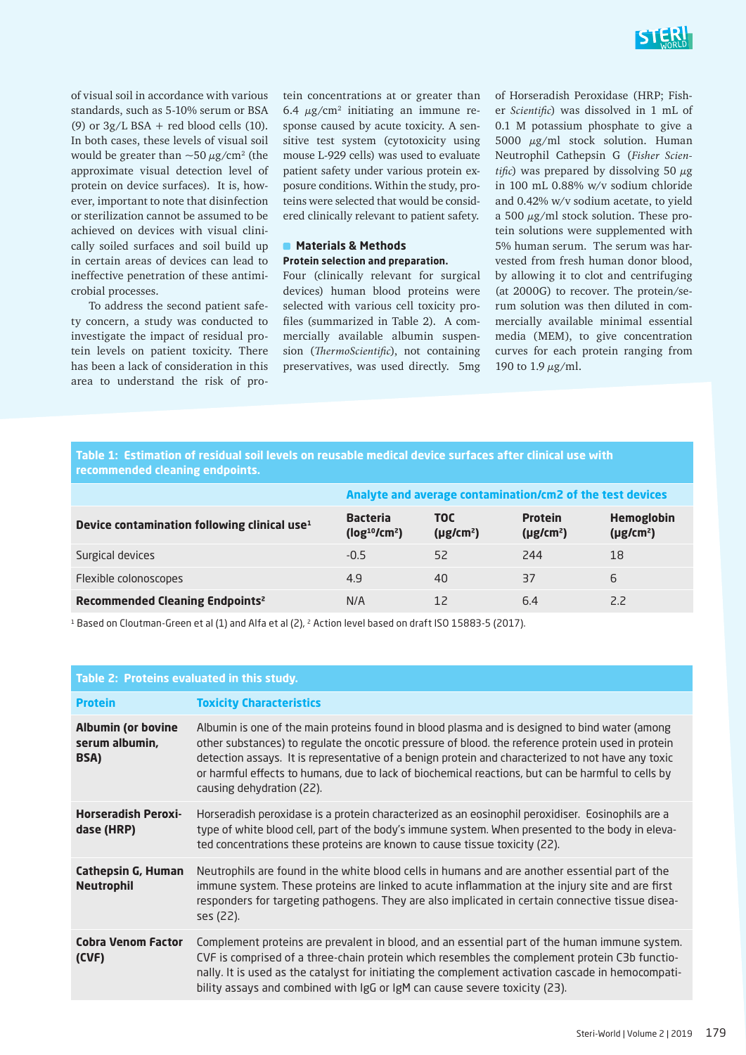of visual soil in accordance with various standards, such as 5-10% serum or BSA (9) or 3g/L BSA + red blood cells (10). In both cases, these levels of visual soil would be greater than ~50 μg/cm² (the approximate visual detection level of protein on device surfaces). It is, however, important to note that disinfection or sterilization cannot be assumed to be achieved on devices with visual clinically soiled surfaces and soil build up in certain areas of devices can lead to ineffective penetration of these antimicrobial processes.

To address the second patient safety concern, a study was conducted to investigate the impact of residual protein levels on patient toxicity. There has been a lack of consideration in this area to understand the risk of protein concentrations at or greater than 6.4 μg/cm² initiating an immune response caused by acute toxicity. A sensitive test system (cytotoxicity using mouse L-929 cells) was used to evaluate patient safety under various protein exposure conditions. Within the study, proteins were selected that would be considered clinically relevant to patient safety.

## Materials & Methods

**Protein selection and preparation.**

Four (clinically relevant for surgical devices) human blood proteins were selected with various cell toxicity profiles (summarized in Table 2). A commercially available albumin suspension (*ThermoScientific*), not containing preservatives, was used directly. 5mg of Horseradish Peroxidase (HRP; Fisher *Scientific*) was dissolved in 1 mL of 0.1 M potassium phosphate to give a 5000 μg/ml stock solution. Human Neutrophil Cathepsin G (*Fisher Scientific*) was prepared by dissolving 50 μg in 100 mL 0.88% w/v sodium chloride and 0.42% w/v sodium acetate, to yield a 500 μg/ml stock solution. These protein solutions were supplemented with 5% human serum. The serum was harvested from fresh human donor blood, by allowing it to clot and centrifuging (at 2000G) to recover. The protein/serum solution was then diluted in commercially available minimal essential media (MEM), to give concentration curves for each protein ranging from 190 to 1.9 μg/ml.

**Table 1: Estimation of residual soil levels on reusable medical device surfaces after clinical use with recommended cleaning endpoints.**

| | Analyte and average contamination/cm2 of the test devices | | | |
|---|---|---|---|---|
| **Device contamination following clinical use[1]** | **Bacteria ($log^{10}/cm^2$)** | **TOC (μg/cm²)** | **Protein (μg/cm²)** | **Hemoglobin (μg/cm²)** |
| Surgical devices | -0.5 | 52 | 244 | 18 |
| Flexible colonoscopes | 4.9 | 40 | 37 | 6 |
| **Recommended Cleaning Endpoints[2]** | N/A | 12 | 6.4 | 2.2 |

[1] Based on Cloutman-Green et al (1) and Alfa et al (2), [2] Action level based on draft ISO 15883-5 (2017).

**Table 2: Proteins evaluated in this study.**

| Protein | Toxicity Characteristics |
|---|---|
| **Albumin (or bovine serum albumin, BSA)** | Albumin is one of the main proteins found in blood plasma and is designed to bind water (among other substances) to regulate the oncotic pressure of blood. the reference protein used in protein detection assays. It is representative of a benign protein and characterized to not have any toxic or harmful effects to humans, due to lack of biochemical reactions, but can be harmful to cells by causing dehydration (22). |
| **Horseradish Peroxidase (HRP)** | Horseradish peroxidase is a protein characterized as an eosinophil peroxidiser. Eosinophils are a type of white blood cell, part of the body's immune system. When presented to the body in elevated concentrations these proteins are known to cause tissue toxicity (22). |
| **Cathepsin G, Human Neutrophil** | Neutrophils are found in the white blood cells in humans and are another essential part of the immune system. These proteins are linked to acute inflammation at the injury site and are first responders for targeting pathogens. They are also implicated in certain connective tissue diseases (22). |
| **Cobra Venom Factor (CVF)** | Complement proteins are prevalent in blood, and an essential part of the human immune system. CVF is comprised of a three-chain protein which resembles the complement protein C3b functionally. It is used as the catalyst for initiating the complement activation cascade in hemocompatibility assays and combined with IgG or IgM can cause severe toxicity (23). |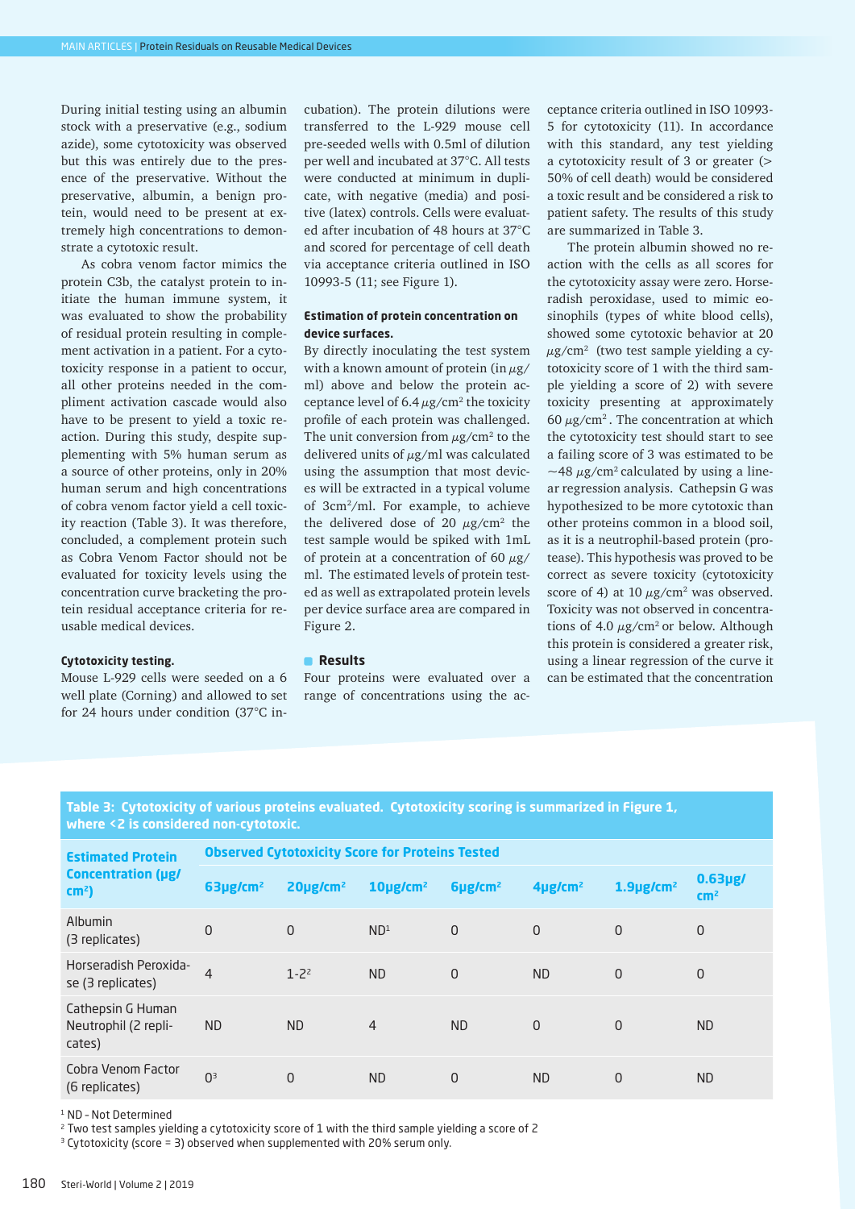During initial testing using an albumin stock with a preservative (e.g., sodium azide), some cytotoxicity was observed but this was entirely due to the presence of the preservative. Without the preservative, albumin, a benign protein, would need to be present at extremely high concentrations to demonstrate a cytotoxic result.

As cobra venom factor mimics the protein C3b, the catalyst protein to initiate the human immune system, it was evaluated to show the probability of residual protein resulting in complement activation in a patient. For a cytotoxicity response in a patient to occur, all other proteins needed in the compliment activation cascade would also have to be present to yield a toxic reaction. During this study, despite supplementing with 5% human serum as a source of other proteins, only in 20% human serum and high concentrations of cobra venom factor yield a cell toxicity reaction (Table 3). It was therefore, concluded, a complement protein such as Cobra Venom Factor should not be evaluated for toxicity levels using the concentration curve bracketing the protein residual acceptance criteria for reusable medical devices.

#### Cytotoxicity testing.

Mouse L-929 cells were seeded on a 6 well plate (Corning) and allowed to set for 24 hours under condition (37°C incubation). The protein dilutions were transferred to the L-929 mouse cell pre-seeded wells with 0.5ml of dilution per well and incubated at 37°C. All tests were conducted at minimum in duplicate, with negative (media) and positive (latex) controls. Cells were evaluated after incubation of 48 hours at 37°C and scored for percentage of cell death via acceptance criteria outlined in ISO 10993-5 (11; see Figure 1).

#### Estimation of protein concentration on device surfaces.

By directly inoculating the test system with a known amount of protein (in $\mu g$/ml) above and below the protein acceptance level of 6.4 $\mu g/cm^2$ the toxicity profile of each protein was challenged. The unit conversion from $\mu g/cm^2$ to the delivered units of $\mu g$/ml was calculated using the assumption that most devices will be extracted in a typical volume of $3cm^2$/ml. For example, to achieve the delivered dose of 20 $\mu g/cm^2$ the test sample would be spiked with 1mL of protein at a concentration of 60 $\mu g$/ml. The estimated levels of protein tested as well as extrapolated protein levels per device surface area are compared in Figure 2.

## Results

Four proteins were evaluated over a range of concentrations using the acceptance criteria outlined in ISO 10993-5 for cytotoxicity (11). In accordance with this standard, any test yielding a cytotoxicity result of 3 or greater (> 50% of cell death) would be considered a toxic result and be considered a risk to patient safety. The results of this study are summarized in Table 3.

The protein albumin showed no reaction with the cells as all scores for the cytotoxicity assay were zero. Horseradish peroxidase, used to mimic eosinophils (types of white blood cells), showed some cytotoxic behavior at 20 $\mu g/cm^2$ (two test sample yielding a cytotoxicity score of 1 with the third sample yielding a score of 2) with severe toxicity presenting at approximately 60 $\mu g/cm^2$. The concentration at which the cytotoxicity test should start to see a failing score of 3 was estimated to be ~48 $\mu g/cm^2$ calculated by using a linear regression analysis. Cathepsin G was hypothesized to be more cytotoxic than other proteins common in a blood cell, as it is a neutrophil-based protein (protease). This hypothesis was proved to be correct as severe toxicity (cytotoxicity score of 4) at 10 $\mu g/cm^2$ was observed. Toxicity was not observed in concentrations of 4.0 $\mu g/cm^2$ or below. Although this protein is considered a greater risk, using a linear regression of the curve it can be estimated that the concentration

**Table 3: Cytotoxicity of various proteins evaluated. Cytotoxicity scoring is summarized in Figure 1, where <2 is considered non-cytotoxic.**

| Estimated Protein Concentration ($\mu g/cm^2$) | Observed Cytotoxicity Score for Proteins Tested | | | | | | |
|---|---|---|---|---|---|---|---|
| | 63$\mu g/cm^2$ | 20$\mu g/cm^2$ | 10$\mu g/cm^2$ | 6$\mu g/cm^2$ | 4$\mu g/cm^2$ | 1.9$\mu g/cm^2$ | 0.63$\mu g/cm^2$ |
| Albumin (3 replicates) | 0 | 0 | ND[1] | 0 | 0 | 0 | 0 |
| Horseradish Peroxidase (3 replicates) | 4 | 1-2[2] | ND | 0 | ND | 0 | 0 |
| Cathepsin G Human Neutrophil (2 replicates) | ND | ND | 4 | ND | 0 | 0 | ND |
| Cobra Venom Factor (6 replicates) | 0[3] | 0 | ND | 0 | ND | 0 | ND |

[1] ND - Not Determined
[2] Two test samples yielding a cytotoxicity score of 1 with the third sample yielding a score of 2
[3] Cytotoxicity (score = 3) observed when supplemented with 20% serum only.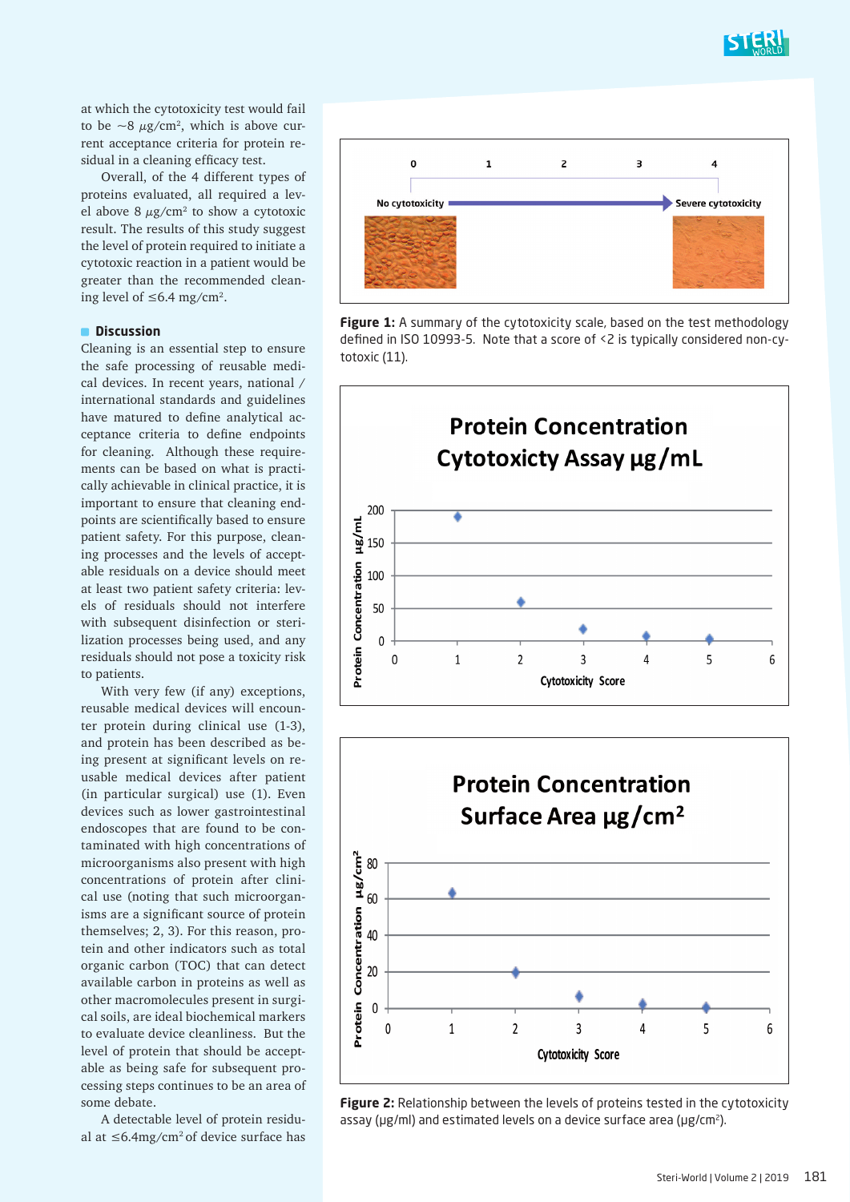at which the cytotoxicity test would fail to be ~8 μg/cm², which is above current acceptance criteria for protein residual in a cleaning efficacy test.

Overall, of the 4 different types of proteins evaluated, all required a level above 8 μg/cm² to show a cytotoxic result. The results of this study suggest the level of protein required to initiate a cytotoxic reaction in a patient would be greater than the recommended cleaning level of ≤6.4 mg/cm².

## Discussion

Cleaning is an essential step to ensure the safe processing of reusable medical devices. In recent years, national / international standards and guidelines have matured to define analytical acceptance criteria to define endpoints for cleaning. Although these requirements can be based on what is practically achievable in clinical practice, it is important to ensure that cleaning endpoints are scientifically based to ensure patient safety. For this purpose, cleaning processes and the levels of acceptable residuals on a device should meet at least two patient safety criteria: levels of residuals should not interfere with subsequent disinfection or sterilization processes being used, and any residuals should not pose a toxicity risk to patients.

With very few (if any) exceptions, reusable medical devices will encounter protein during clinical use (1-3), and protein has been described as being present at significant levels on reusable medical devices after patient (in particular surgical) use (1). Even devices such as lower gastrointestinal endoscopes that are found to be contaminated with high concentrations of microorganisms also present with high concentrations of protein after clinical use (noting that such microorganisms are a significant source of protein themselves; 2, 3). For this reason, protein and other indicators such as total organic carbon (TOC) that can detect available carbon in proteins as well as other macromolecules present in surgical soils, are ideal biochemical markers to evaluate device cleanliness. But the level of protein that should be acceptable as being safe for subsequent processing steps continues to be an area of some debate.

A detectable level of protein residual at ≤6.4mg/cm² of device surface has

**Figure 1:** A summary of the cytotoxicity scale, based on the test methodology defined in ISO 10993-5. Note that a score of <2 is typically considered non-cytotoxic (11).

**Figure 2:** Relationship between the levels of proteins tested in the cytotoxicity assay (μg/ml) and estimated levels on a device surface area (μg/cm²).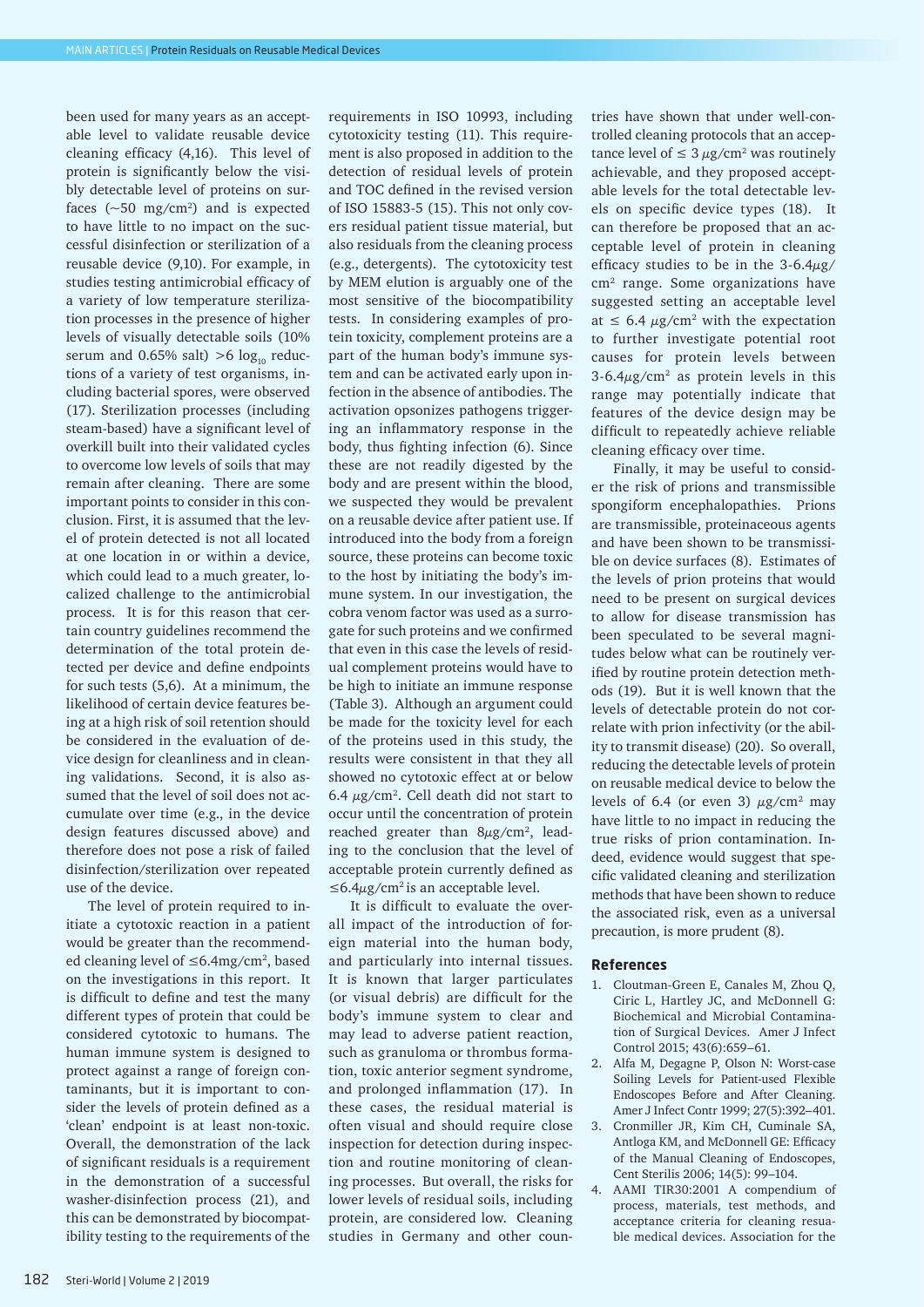been used for many years as an acceptable level to validate reusable device cleaning efficacy (4,16). This level of protein is significantly below the visibly detectable level of proteins on surfaces (~50 mg/cm$^2$) and is expected to have little to no impact on the successful disinfection or sterilization of a reusable device (9,10). For example, in studies testing antimicrobial efficacy of a variety of low temperature sterilization processes in the presence of higher levels of visually detectable soils (10% serum and 0.65% salt) >6 $\log_{10}$ reductions of a variety of test organisms, including bacterial spores, were observed (17). Sterilization processes (including steam-based) have a significant level of overkill built into their validated cycles to overcome low levels of soils that may remain after cleaning. There are some important points to consider in this conclusion. First, it is assumed that the level of protein detected is not all located at one location in or within a device, which could lead to a much greater, localized challenge to the antimicrobial process. It is for this reason that certain country guidelines recommend the determination of the total protein detected per device and define endpoints for such tests (5,6). At a minimum, the likelihood of certain device features being at a high risk of soil retention should be considered in the evaluation of device design for cleanliness and in cleaning validations. Second, it is also assumed that the level of soil does not accumulate over time (e.g., in the device design features discussed above) and therefore does not pose a risk of failed disinfection/sterilization over repeated use of the device.

The level of protein required to initiate a cytotoxic reaction in a patient would be greater than the recommended cleaning level of ≤6.4mg/cm$^2$, based on the investigations in this report. It is difficult to define and test the many different types of protein that could be considered cytotoxic to humans. The human immune system is designed to protect against a range of foreign contaminants, but it is important to consider the levels of protein defined as a 'clean' endpoint is at least non-toxic. Overall, the demonstration of the lack of significant residuals is a requirement in the demonstration of a successful washer-disinfection process (21), and this can be demonstrated by biocompatibility testing to the requirements of the requirements in ISO 10993, including cytotoxicity testing (11). This requirement is also proposed in addition to the detection of residual levels of protein and TOC defined in the revised version of ISO 15883-5 (15). This not only covers residual patient tissue material, but also residuals from the cleaning process (e.g., detergents). The cytotoxicity test by MEM elution is arguably one of the most sensitive of the biocompatibility tests. In considering examples of protein toxicity, complement proteins are a part of the human body's immune system and can be activated early upon infection in the absence of antibodies. The activation opsonizes pathogens triggering an inflammatory response in the body, thus fighting infection (6). Since these are not readily digested by the body and are present within the blood, we suspected they would be prevalent on a reusable device after patient use. If introduced into the body from a foreign source, these proteins can become toxic to the host by initiating the body's immune system. In our investigation, the cobra venom factor was used as a surrogate for such proteins and we confirmed that even in this case the levels of residual complement proteins would have to be high to initiate an immune response (Table 3). Although an argument could be made for the toxicity level for each of the proteins used in this study, the results were consistent in that they all showed no cytotoxic effect at or below 6.4 $\mu$g/cm$^2$. Cell death did not start to occur until the concentration of protein reached greater than 8$\mu$g/cm$^2$, leading to the conclusion that the level of acceptable protein currently defined as ≤6.4$\mu$g/cm$^2$ is an acceptable level.

It is difficult to evaluate the overall impact of the introduction of foreign material into the human body, and particularly into internal tissues. It is known that larger particulates (or visual debris) are difficult for the body's immune system to clear and may lead to adverse patient reaction, such as granuloma or thrombus formation, toxic anterior segment syndrome, and prolonged inflammation (17). In these cases, the residual material is often visual and should require close inspection for detection during inspection and routine monitoring of cleaning processes. But overall, the risks for lower levels of residual soils, including protein, are considered low. Cleaning studies in Germany and other countries have shown that under well-controlled cleaning protocols that an acceptance level of ≤ 3 $\mu$g/cm$^2$ was routinely achievable, and they proposed acceptable levels for the total detectable levels on specific device types (18). It can therefore be proposed that an acceptable level of protein in cleaning efficacy studies to be in the 3-6.4$\mu$g/cm$^2$ range. Some organizations have suggested setting an acceptable level at ≤ 6.4 $\mu$g/cm$^2$ with the expectation to further investigate potential root causes for protein levels between 3-6.4$\mu$g/cm$^2$ as protein levels in this range may potentially indicate that features of the device design may be difficult to repeatedly achieve reliable cleaning efficacy over time.

Finally, it may be useful to consider the risk of prions and transmissible spongiform encephalopathies. Prions are transmissible, proteinaceous agents and have been shown to be transmissible on device surfaces (8). Estimates of the levels of prion proteins that would need to be present on surgical devices to allow for disease transmission has been speculated to be several magnitudes below what can be routinely verified by routine protein detection methods (19). But it is well known that the levels of detectable protein do not correlate with prion infectivity (or the ability to transmit disease) (20). So overall, reducing the detectable levels of protein on reusable medical device to below the levels of 6.4 (or even 3) $\mu$g/cm$^2$ may have little to no impact in reducing the true risks of prion contamination. Indeed, evidence would suggest that specific validated cleaning and sterilization methods that have been shown to reduce the associated risk, even as a universal precaution, is more prudent (8).

## References

1. Cloutman-Green E, Canales M, Zhou Q, Ciric L, Hartley JC, and McDonnell G: Biochemical and Microbial Contamination of Surgical Devices. Amer J Infect Control 2015; 43(6):659–61.
2. Alfa M, Degagne P, Olson N: Worst-case Soiling Levels for Patient-used Flexible Endoscopes Before and After Cleaning. Amer J Infect Contr 1999; 27(5):392–401.
3. Cronmiller JR, Kim CH, Cuminale SA, Antloga KM, and McDonnell GE: Efficacy of the Manual Cleaning of Endoscopes, Cent Sterilis 2006; 14(5): 99–104.
4. AAMI TIR30:2001 A compendium of process, materials, test methods, and acceptance criteria for cleaning resuable medical devices. Association for the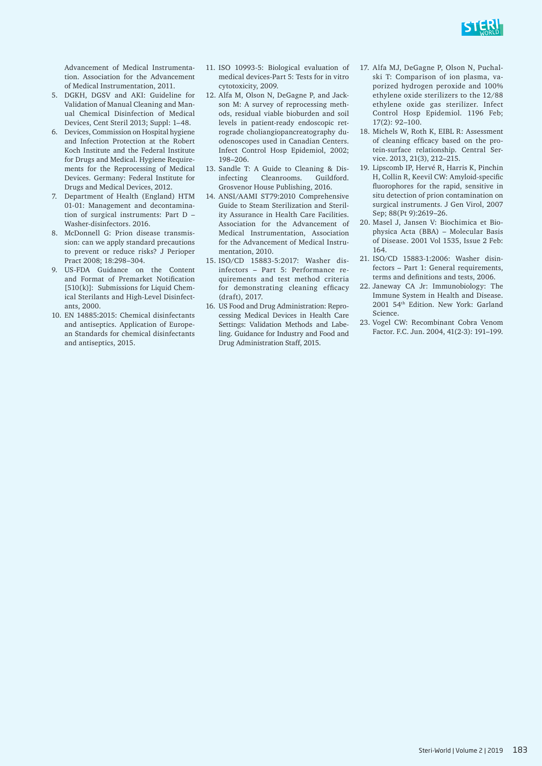Advancement of Medical Instrumentation. Association for the Advancement of Medical Instrumentation, 2011.

5. DGKH, DGSV and AKI: Guideline for Validation of Manual Cleaning and Manual Chemical Disinfection of Medical Devices, Cent Steril 2013; Suppl: 1–48.
6. Devices, Commission on Hospital hygiene and Infection Protection at the Robert Koch Institute and the Federal Institute for Drugs and Medical. Hygiene Requirements for the Reprocessing of Medical Devices. Germany: Federal Institute for Drugs and Medical Devices, 2012.
7. Department of Health (England) HTM 01-01: Management and decontamination of surgical instruments: Part D – Washer-disinfectors. 2016.
8. McDonnell G: Prion disease transmission: can we apply standard precautions to prevent or reduce risks? J Perioper Pract 2008; 18:298–304.
9. US-FDA Guidance on the Content and Format of Premarket Notification [510(k)]: Submissions for Liquid Chemical Sterilants and High-Level Disinfectants, 2000.
10. EN 14885:2015: Chemical disinfectants and antiseptics. Application of European Standards for chemical disinfectants and antiseptics, 2015.
11. ISO 10993-5: Biological evaluation of medical devices-Part 5: Tests for in vitro cytotoxicity, 2009.
12. Alfa M, Olson N, DeGagne P, and Jackson M: A survey of reprocessing methods, residual viable bioburden and soil levels in patient-ready endoscopic retrograde choliangiopancreatography duodenoscopes used in Canadian Centers. Infect Control Hosp Epidemiol, 2002; 198–206.
13. Sandle T: A Guide to Cleaning & Disinfecting Cleanrooms. Guildford. Grosvenor House Publishing, 2016.
14. ANSI/AAMI ST79:2010 Comprehensive Guide to Steam Sterilization and Sterility Assurance in Health Care Facilities. Association for the Advancement of Medical Instrumentation, Association for the Advancement of Medical Instrumentation, 2010.
15. ISO/CD 15883-5:2017: Washer disinfectors – Part 5: Performance requirements and test method criteria for demonstrating cleaning efficacy (draft), 2017.
16. US Food and Drug Administration: Reprocessing Medical Devices in Health Care Settings: Validation Methods and Labeling. Guidance for Industry and Food and Drug Administration Staff, 2015.
17. Alfa MJ, DeGagne P, Olson N, Puchalski T: Comparison of ion plasma, vaporized hydrogen peroxide and 100% ethylene oxide sterilizers to the 12/88 ethylene oxide gas sterilizer. Infect Control Hosp Epidemiol. 1196 Feb; 17(2): 92–100.
18. Michels W, Roth K, EIBL R: Assessment of cleaning efficacy based on the protein-surface relationship. Central Service. 2013, 21(3), 212–215.
19. Lipscomb IP, Hervé R, Harris K, Pinchin H, Collin R, Keevil CW: Amyloid-specific fluorophores for the rapid, sensitive in situ detection of prion contamination on surgical instruments. J Gen Virol, 2007 Sep; 88(Pt 9):2619–26.
20. Masel J, Jansen V: Biochimica et Biophysica Acta (BBA) – Molecular Basis of Disease. 2001 Vol 1535, Issue 2 Feb: 164.
21. ISO/CD 15883-1:2006: Washer disinfectors – Part 1: General requirements, terms and definitions and tests, 2006.
22. Janeway CA Jr: Immunobiology: The Immune System in Health and Disease. 2001 54th Edition. New York: Garland Science.
23. Vogel CW: Recombinant Cobra Venom Factor. F.C. Jun. 2004, 41(2-3): 191–199.